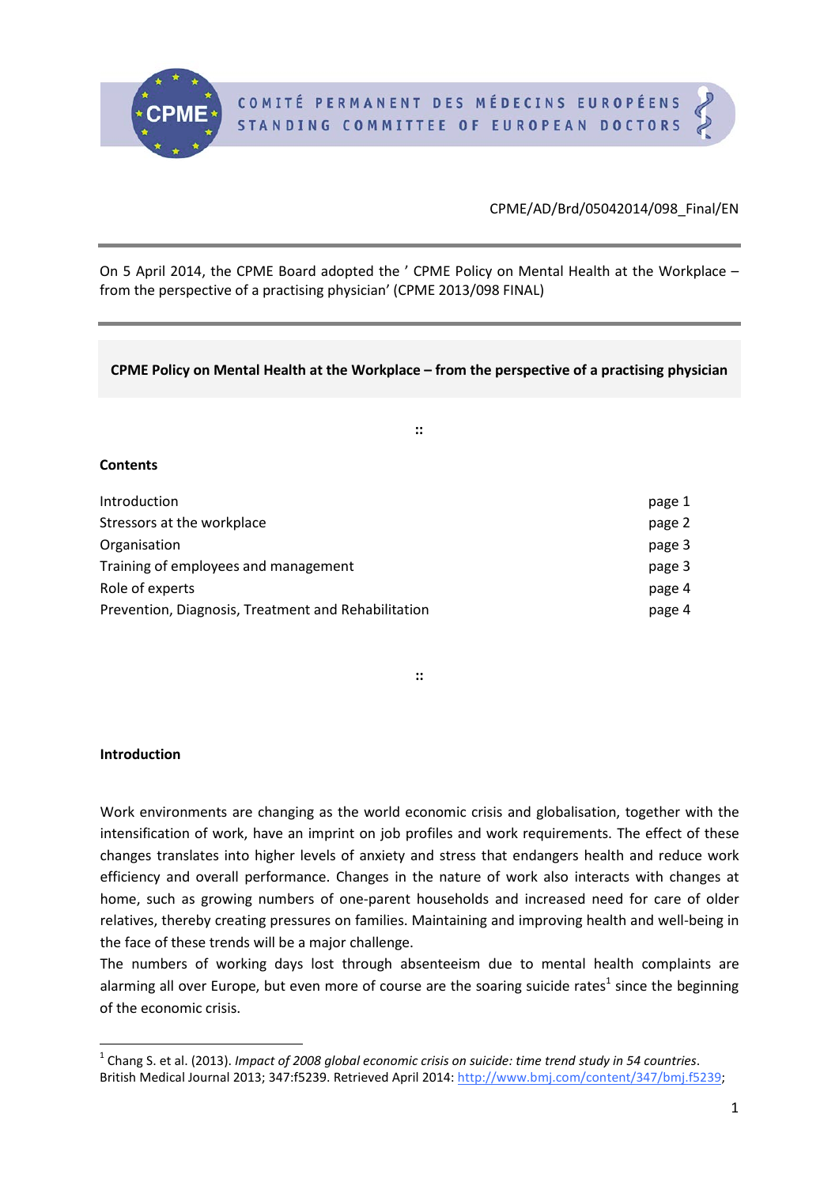COMITÉ PERMANENT DES MÉDECINS EUROPÉENS
STANDING COMMITTEE OF EUROPEAN DOCTORS

CPME/AD/Brd/05042014/098_Final/EN

---

On 5 April 2014, the CPME Board adopted the ' CPME Policy on Mental Health at the Workplace – from the perspective of a practising physician' (CPME 2013/098 FINAL)

---

**CPME Policy on Mental Health at the Workplace – from the perspective of a practising physician**

::

**Contents**

| | |
|---|---|
| Introduction | page 1 |
| Stressors at the workplace | page 2 |
| Organisation | page 3 |
| Training of employees and management | page 3 |
| Role of experts | page 4 |
| Prevention, Diagnosis, Treatment and Rehabilitation | page 4 |

::

## Introduction

Work environments are changing as the world economic crisis and globalisation, together with the intensification of work, have an imprint on job profiles and work requirements. The effect of these changes translates into higher levels of anxiety and stress that endangers health and reduce work efficiency and overall performance. Changes in the nature of work also interacts with changes at home, such as growing numbers of one-parent households and increased need for care of older relatives, thereby creating pressures on families. Maintaining and improving health and well-being in the face of these trends will be a major challenge.

The numbers of working days lost through absenteeism due to mental health complaints are alarming all over Europe, but even more of course are the soaring suicide rates[1] since the beginning of the economic crisis.

---

[1] Chang S. et al. (2013). *Impact of 2008 global economic crisis on suicide: time trend study in 54 countries*. British Medical Journal 2013; 347:f5239. Retrieved April 2014: http://www.bmj.com/content/347/bmj.f5239;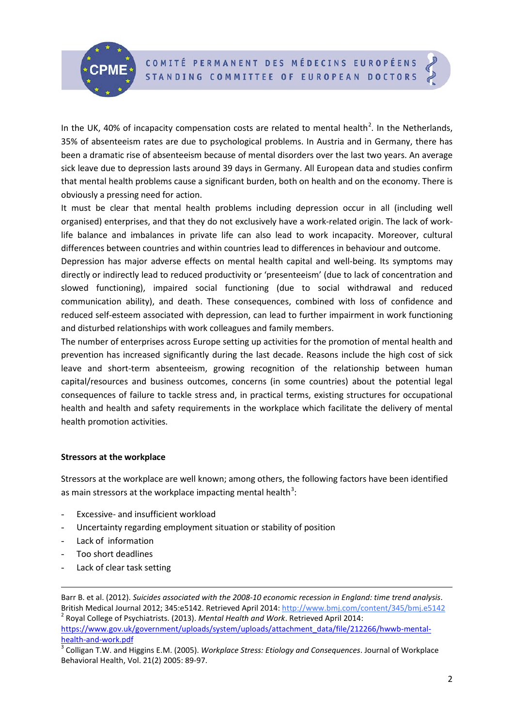In the UK, 40% of incapacity compensation costs are related to mental health[2]. In the Netherlands, 35% of absenteeism rates are due to psychological problems. In Austria and in Germany, there has been a dramatic rise of absenteeism because of mental disorders over the last two years. An average sick leave due to depression lasts around 39 days in Germany. All European data and studies confirm that mental health problems cause a significant burden, both on health and on the economy. There is obviously a pressing need for action.

It must be clear that mental health problems including depression occur in all (including well organised) enterprises, and that they do not exclusively have a work-related origin. The lack of work-life balance and imbalances in private life can also lead to work incapacity. Moreover, cultural differences between countries and within countries lead to differences in behaviour and outcome.

Depression has major adverse effects on mental health capital and well-being. Its symptoms may directly or indirectly lead to reduced productivity or 'presenteeism' (due to lack of concentration and slowed functioning), impaired social functioning (due to social withdrawal and reduced communication ability), and death. These consequences, combined with loss of confidence and reduced self-esteem associated with depression, can lead to further impairment in work functioning and disturbed relationships with work colleagues and family members.

The number of enterprises across Europe setting up activities for the promotion of mental health and prevention has increased significantly during the last decade. Reasons include the high cost of sick leave and short-term absenteeism, growing recognition of the relationship between human capital/resources and business outcomes, concerns (in some countries) about the potential legal consequences of failure to tackle stress and, in practical terms, existing structures for occupational health and health and safety requirements in the workplace which facilitate the delivery of mental health promotion activities.

**Stressors at the workplace**

Stressors at the workplace are well known; among others, the following factors have been identified as main stressors at the workplace impacting mental health[3]:

- Excessive- and insufficient workload
- Uncertainty regarding employment situation or stability of position
- Lack of information
- Too short deadlines
- Lack of clear task setting

---

Barr B. et al. (2012). *Suicides associated with the 2008-10 economic recession in England: time trend analysis*. British Medical Journal 2012; 345:e5142. Retrieved April 2014: http://www.bmj.com/content/345/bmj.e5142

[2] Royal College of Psychiatrists. (2013). *Mental Health and Work*. Retrieved April 2014: https://www.gov.uk/government/uploads/system/uploads/attachment_data/file/212266/hwwb-mental-health-and-work.pdf

[3] Colligan T.W. and Higgins E.M. (2005). *Workplace Stress: Etiology and Consequences*. Journal of Workplace Behavioral Health, Vol. 21(2) 2005: 89-97.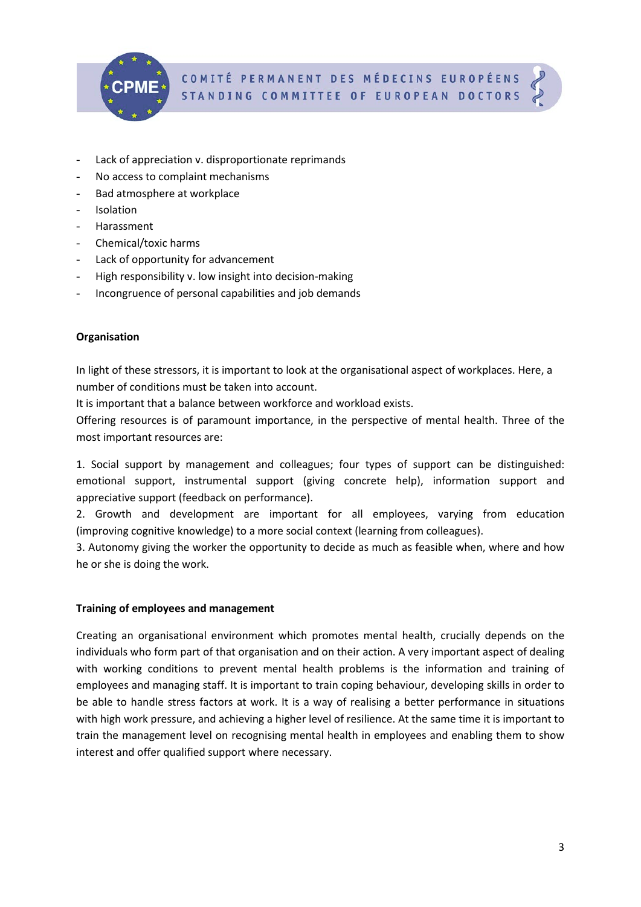- Lack of appreciation v. disproportionate reprimands
- No access to complaint mechanisms
- Bad atmosphere at workplace
- Isolation
- Harassment
- Chemical/toxic harms
- Lack of opportunity for advancement
- High responsibility v. low insight into decision-making
- Incongruence of personal capabilities and job demands

**Organisation**

In light of these stressors, it is important to look at the organisational aspect of workplaces. Here, a number of conditions must be taken into account.
It is important that a balance between workforce and workload exists.
Offering resources is of paramount importance, in the perspective of mental health. Three of the most important resources are:

1. Social support by management and colleagues; four types of support can be distinguished: emotional support, instrumental support (giving concrete help), information support and appreciative support (feedback on performance).
2. Growth and development are important for all employees, varying from education (improving cognitive knowledge) to a more social context (learning from colleagues).
3. Autonomy giving the worker the opportunity to decide as much as feasible when, where and how he or she is doing the work.

**Training of employees and management**

Creating an organisational environment which promotes mental health, crucially depends on the individuals who form part of that organisation and on their action. A very important aspect of dealing with working conditions to prevent mental health problems is the information and training of employees and managing staff. It is important to train coping behaviour, developing skills in order to be able to handle stress factors at work. It is a way of realising a better performance in situations with high work pressure, and achieving a higher level of resilience. At the same time it is important to train the management level on recognising mental health in employees and enabling them to show interest and offer qualified support where necessary.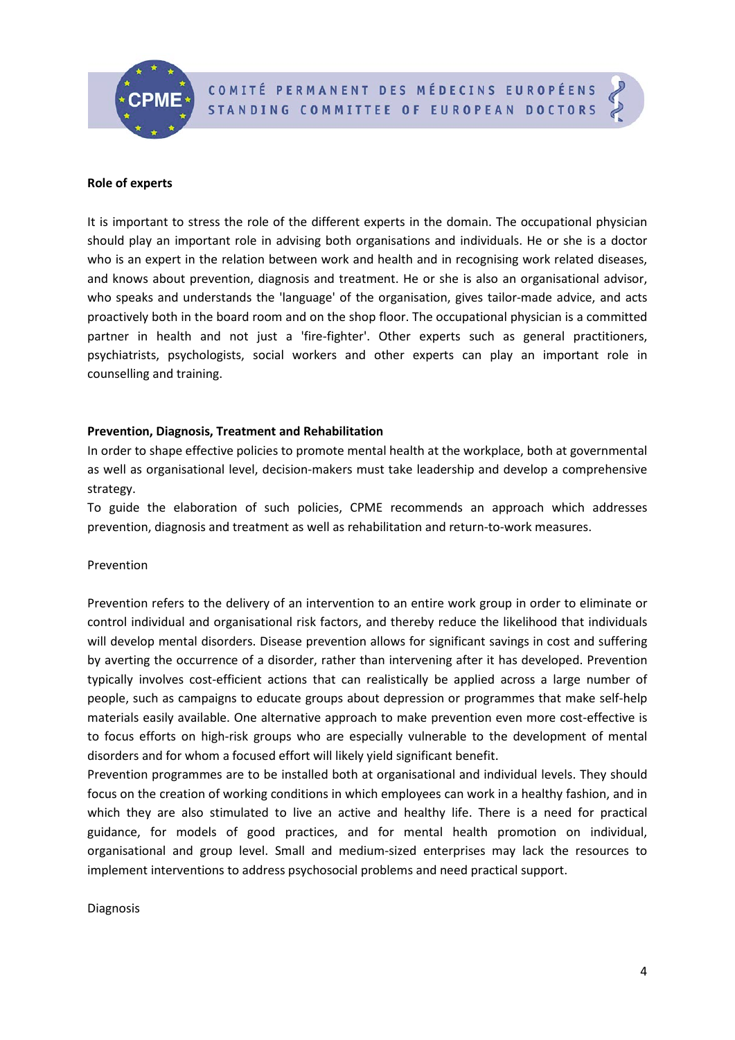**Role of experts**

It is important to stress the role of the different experts in the domain. The occupational physician should play an important role in advising both organisations and individuals. He or she is a doctor who is an expert in the relation between work and health and in recognising work related diseases, and knows about prevention, diagnosis and treatment. He or she is also an organisational advisor, who speaks and understands the 'language' of the organisation, gives tailor-made advice, and acts proactively both in the board room and on the shop floor. The occupational physician is a committed partner in health and not just a 'fire-fighter'. Other experts such as general practitioners, psychiatrists, psychologists, social workers and other experts can play an important role in counselling and training.

**Prevention, Diagnosis, Treatment and Rehabilitation**

In order to shape effective policies to promote mental health at the workplace, both at governmental as well as organisational level, decision-makers must take leadership and develop a comprehensive strategy.

To guide the elaboration of such policies, CPME recommends an approach which addresses prevention, diagnosis and treatment as well as rehabilitation and return-to-work measures.

Prevention

Prevention refers to the delivery of an intervention to an entire work group in order to eliminate or control individual and organisational risk factors, and thereby reduce the likelihood that individuals will develop mental disorders. Disease prevention allows for significant savings in cost and suffering by averting the occurrence of a disorder, rather than intervening after it has developed. Prevention typically involves cost-efficient actions that can realistically be applied across a large number of people, such as campaigns to educate groups about depression or programmes that make self-help materials easily available. One alternative approach to make prevention even more cost-effective is to focus efforts on high-risk groups who are especially vulnerable to the development of mental disorders and for whom a focused effort will likely yield significant benefit.

Prevention programmes are to be installed both at organisational and individual levels. They should focus on the creation of working conditions in which employees can work in a healthy fashion, and in which they are also stimulated to live an active and healthy life. There is a need for practical guidance, for models of good practices, and for mental health promotion on individual, organisational and group level. Small and medium-sized enterprises may lack the resources to implement interventions to address psychosocial problems and need practical support.

Diagnosis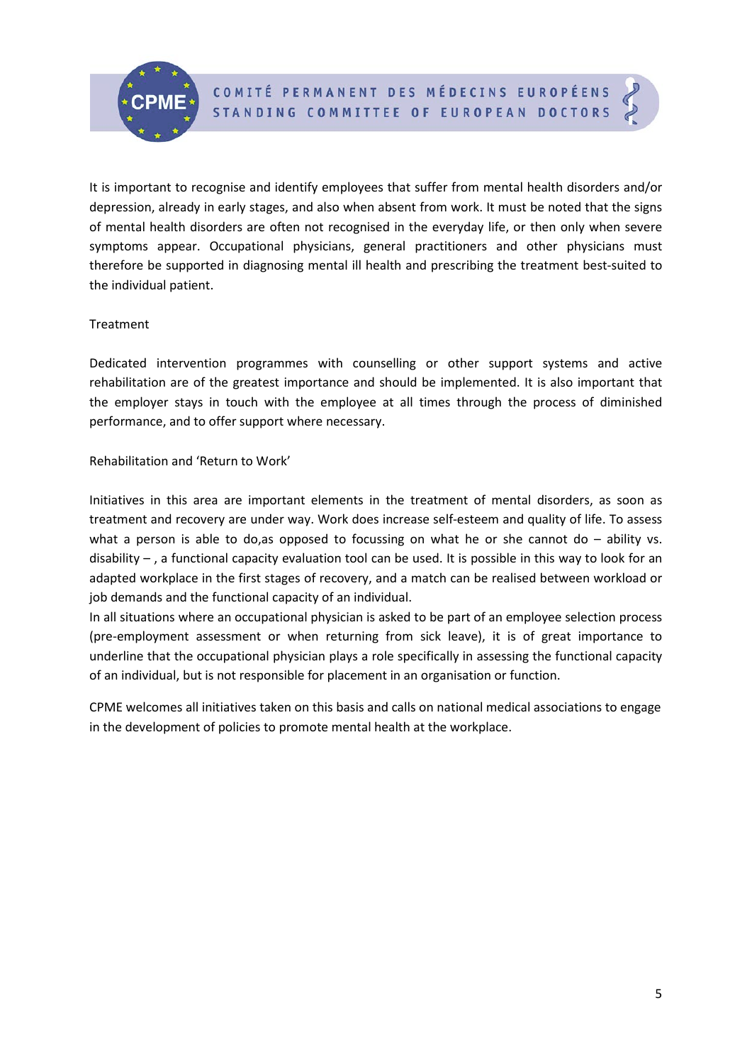It is important to recognise and identify employees that suffer from mental health disorders and/or depression, already in early stages, and also when absent from work. It must be noted that the signs of mental health disorders are often not recognised in the everyday life, or then only when severe symptoms appear. Occupational physicians, general practitioners and other physicians must therefore be supported in diagnosing mental ill health and prescribing the treatment best-suited to the individual patient.

## Treatment

Dedicated intervention programmes with counselling or other support systems and active rehabilitation are of the greatest importance and should be implemented. It is also important that the employer stays in touch with the employee at all times through the process of diminished performance, and to offer support where necessary.

## Rehabilitation and 'Return to Work'

Initiatives in this area are important elements in the treatment of mental disorders, as soon as treatment and recovery are under way. Work does increase self-esteem and quality of life. To assess what a person is able to do,as opposed to focussing on what he or she cannot do – ability vs. disability – , a functional capacity evaluation tool can be used. It is possible in this way to look for an adapted workplace in the first stages of recovery, and a match can be realised between workload or job demands and the functional capacity of an individual.
In all situations where an occupational physician is asked to be part of an employee selection process (pre-employment assessment or when returning from sick leave), it is of great importance to underline that the occupational physician plays a role specifically in assessing the functional capacity of an individual, but is not responsible for placement in an organisation or function.

CPME welcomes all initiatives taken on this basis and calls on national medical associations to engage in the development of policies to promote mental health at the workplace.